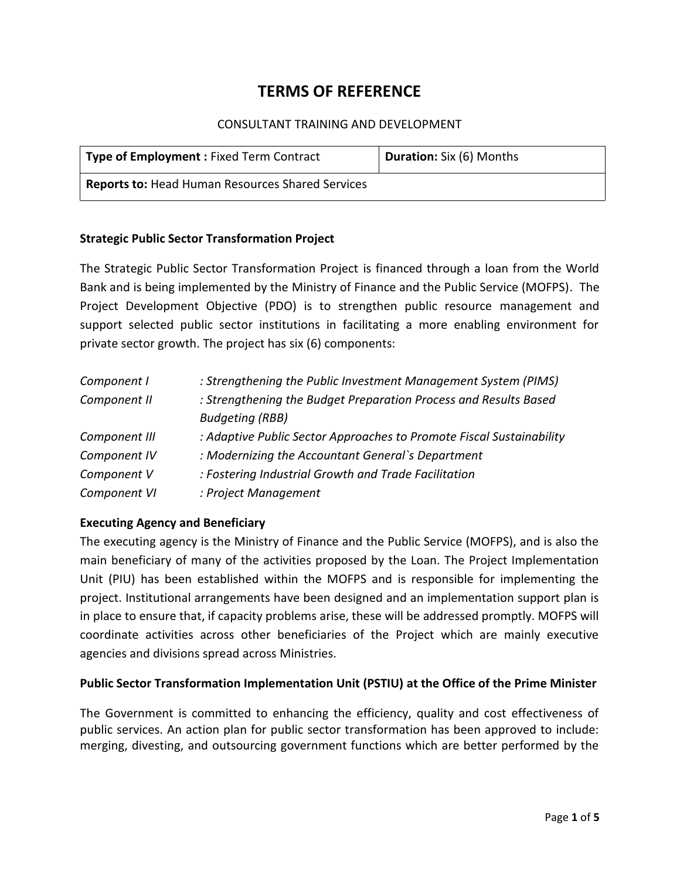# TERMS OF REFERENCE

CONSULTANT TRAINING AND DEVELOPMENT

| **Type of Employment :** Fixed Term Contract | **Duration:** Six (6) Months |
|---|---|
| **Reports to:** Head Human Resources Shared Services | |

**Strategic Public Sector Transformation Project**

The Strategic Public Sector Transformation Project is financed through a loan from the World Bank and is being implemented by the Ministry of Finance and the Public Service (MOFPS). The Project Development Objective (PDO) is to strengthen public resource management and support selected public sector institutions in facilitating a more enabling environment for private sector growth. The project has six (6) components:

| | |
|---|---|
| *Component I* | *: Strengthening the Public Investment Management System (PIMS)* |
| *Component II* | *: Strengthening the Budget Preparation Process and Results Based Budgeting (RBB)* |
| *Component III* | *: Adaptive Public Sector Approaches to Promote Fiscal Sustainability* |
| *Component IV* | *: Modernizing the Accountant General`s Department* |
| *Component V* | *: Fostering Industrial Growth and Trade Facilitation* |
| *Component VI* | *: Project Management* |

**Executing Agency and Beneficiary**

The executing agency is the Ministry of Finance and the Public Service (MOFPS), and is also the main beneficiary of many of the activities proposed by the Loan. The Project Implementation Unit (PIU) has been established within the MOFPS and is responsible for implementing the project. Institutional arrangements have been designed and an implementation support plan is in place to ensure that, if capacity problems arise, these will be addressed promptly. MOFPS will coordinate activities across other beneficiaries of the Project which are mainly executive agencies and divisions spread across Ministries.

**Public Sector Transformation Implementation Unit (PSTIU) at the Office of the Prime Minister**

The Government is committed to enhancing the efficiency, quality and cost effectiveness of public services. An action plan for public sector transformation has been approved to include: merging, divesting, and outsourcing government functions which are better performed by the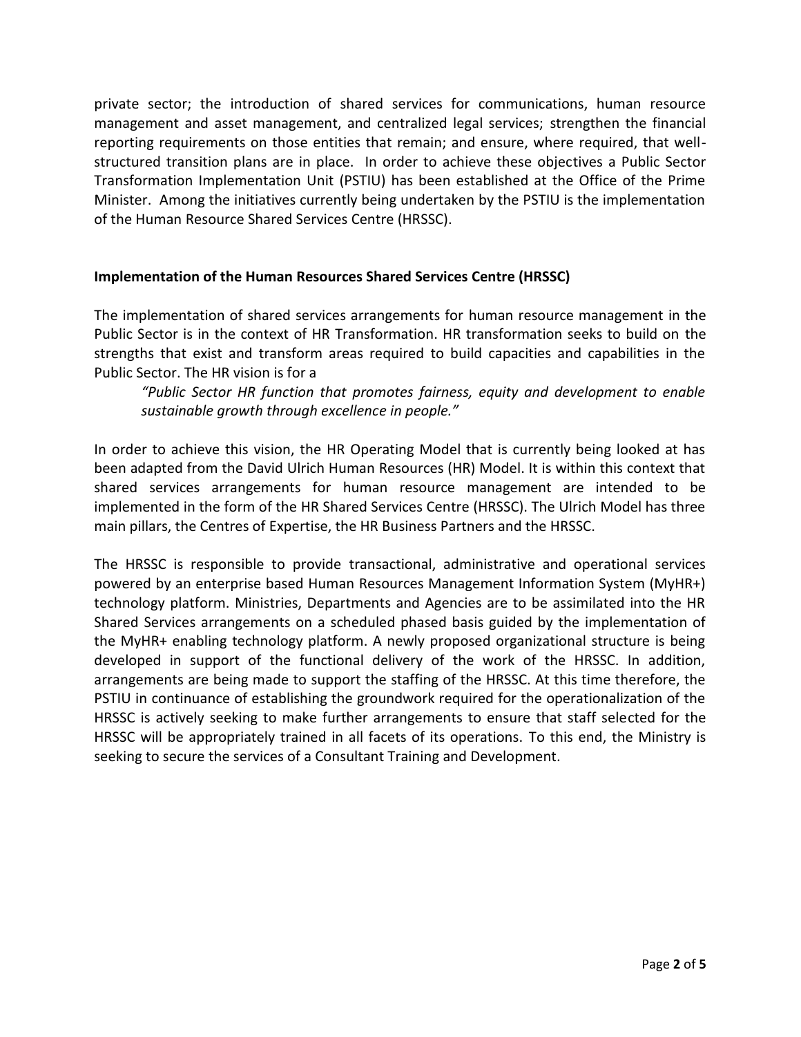private sector; the introduction of shared services for communications, human resource management and asset management, and centralized legal services; strengthen the financial reporting requirements on those entities that remain; and ensure, where required, that well-structured transition plans are in place. In order to achieve these objectives a Public Sector Transformation Implementation Unit (PSTIU) has been established at the Office of the Prime Minister. Among the initiatives currently being undertaken by the PSTIU is the implementation of the Human Resource Shared Services Centre (HRSSC).

**Implementation of the Human Resources Shared Services Centre (HRSSC)**

The implementation of shared services arrangements for human resource management in the Public Sector is in the context of HR Transformation. HR transformation seeks to build on the strengths that exist and transform areas required to build capacities and capabilities in the Public Sector. The HR vision is for a

> *"Public Sector HR function that promotes fairness, equity and development to enable sustainable growth through excellence in people."*

In order to achieve this vision, the HR Operating Model that is currently being looked at has been adapted from the David Ulrich Human Resources (HR) Model. It is within this context that shared services arrangements for human resource management are intended to be implemented in the form of the HR Shared Services Centre (HRSSC). The Ulrich Model has three main pillars, the Centres of Expertise, the HR Business Partners and the HRSSC.

The HRSSC is responsible to provide transactional, administrative and operational services powered by an enterprise based Human Resources Management Information System (MyHR+) technology platform. Ministries, Departments and Agencies are to be assimilated into the HR Shared Services arrangements on a scheduled phased basis guided by the implementation of the MyHR+ enabling technology platform. A newly proposed organizational structure is being developed in support of the functional delivery of the work of the HRSSC. In addition, arrangements are being made to support the staffing of the HRSSC. At this time therefore, the PSTIU in continuance of establishing the groundwork required for the operationalization of the HRSSC is actively seeking to make further arrangements to ensure that staff selected for the HRSSC will be appropriately trained in all facets of its operations. To this end, the Ministry is seeking to secure the services of a Consultant Training and Development.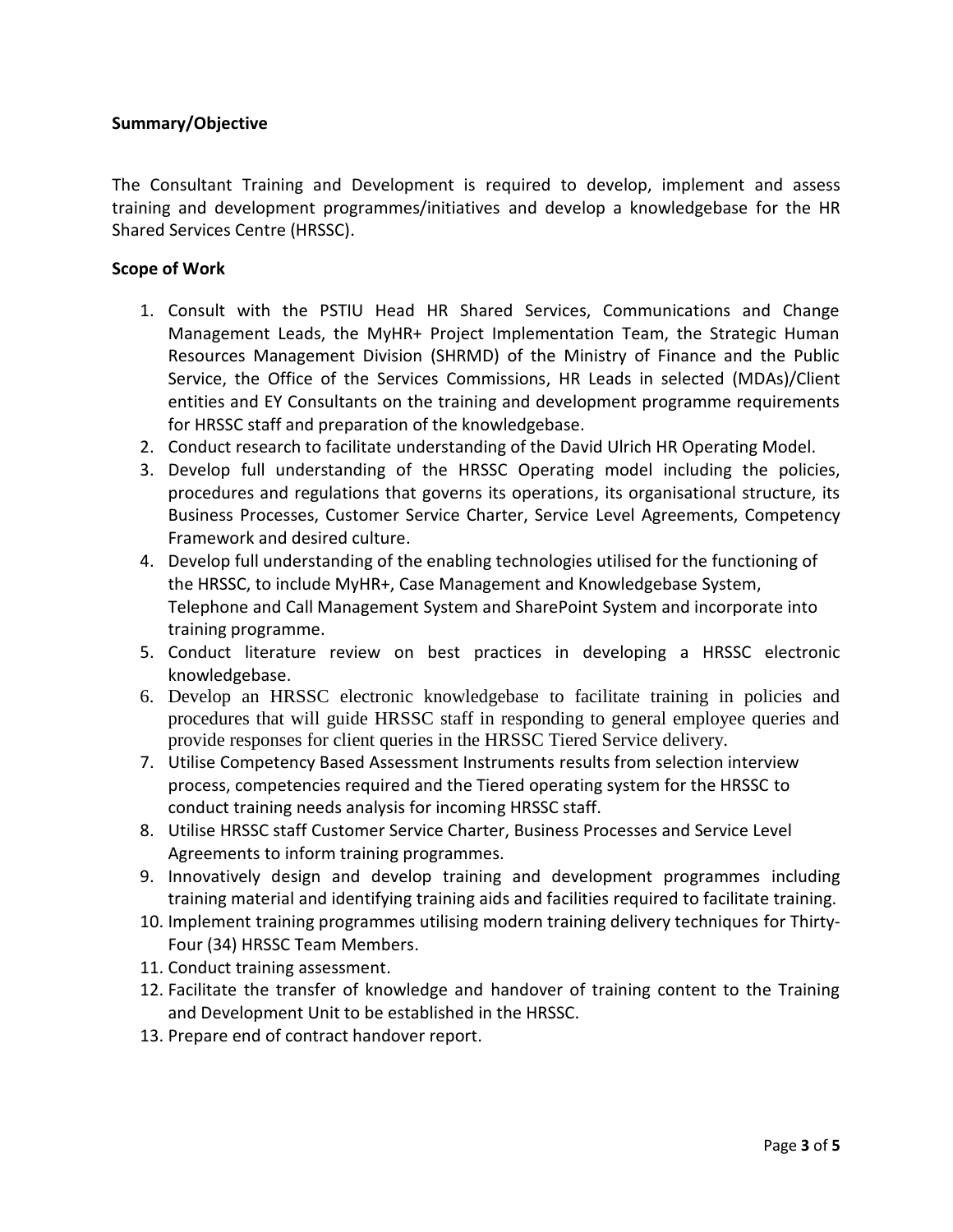**Summary/Objective**

The Consultant Training and Development is required to develop, implement and assess training and development programmes/initiatives and develop a knowledgebase for the HR Shared Services Centre (HRSSC).

**Scope of Work**

1. Consult with the PSTIU Head HR Shared Services, Communications and Change Management Leads, the MyHR+ Project Implementation Team, the Strategic Human Resources Management Division (SHRMD) of the Ministry of Finance and the Public Service, the Office of the Services Commissions, HR Leads in selected (MDAs)/Client entities and EY Consultants on the training and development programme requirements for HRSSC staff and preparation of the knowledgebase.
2. Conduct research to facilitate understanding of the David Ulrich HR Operating Model.
3. Develop full understanding of the HRSSC Operating model including the policies, procedures and regulations that governs its operations, its organisational structure, its Business Processes, Customer Service Charter, Service Level Agreements, Competency Framework and desired culture.
4. Develop full understanding of the enabling technologies utilised for the functioning of the HRSSC, to include MyHR+, Case Management and Knowledgebase System, Telephone and Call Management System and SharePoint System and incorporate into training programme.
5. Conduct literature review on best practices in developing a HRSSC electronic knowledgebase.
6. Develop an HRSSC electronic knowledgebase to facilitate training in policies and procedures that will guide HRSSC staff in responding to general employee queries and provide responses for client queries in the HRSSC Tiered Service delivery.
7. Utilise Competency Based Assessment Instruments results from selection interview process, competencies required and the Tiered operating system for the HRSSC to conduct training needs analysis for incoming HRSSC staff.
8. Utilise HRSSC staff Customer Service Charter, Business Processes and Service Level Agreements to inform training programmes.
9. Innovatively design and develop training and development programmes including training material and identifying training aids and facilities required to facilitate training.
10. Implement training programmes utilising modern training delivery techniques for Thirty-Four (34) HRSSC Team Members.
11. Conduct training assessment.
12. Facilitate the transfer of knowledge and handover of training content to the Training and Development Unit to be established in the HRSSC.
13. Prepare end of contract handover report.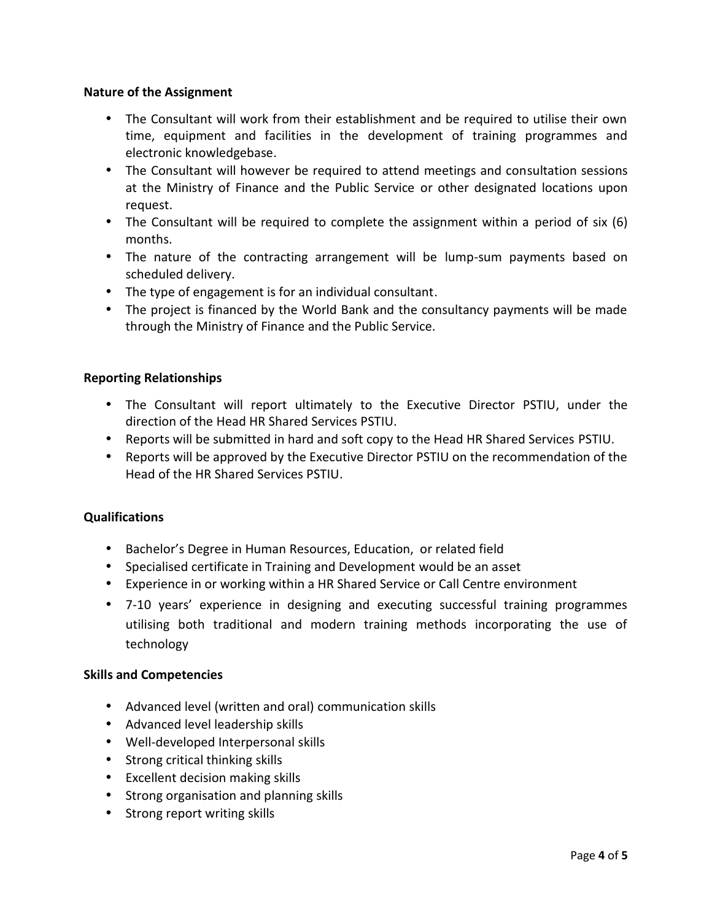**Nature of the Assignment**

- The Consultant will work from their establishment and be required to utilise their own time, equipment and facilities in the development of training programmes and electronic knowledgebase.
- The Consultant will however be required to attend meetings and consultation sessions at the Ministry of Finance and the Public Service or other designated locations upon request.
- The Consultant will be required to complete the assignment within a period of six (6) months.
- The nature of the contracting arrangement will be lump-sum payments based on scheduled delivery.
- The type of engagement is for an individual consultant.
- The project is financed by the World Bank and the consultancy payments will be made through the Ministry of Finance and the Public Service.

**Reporting Relationships**

- The Consultant will report ultimately to the Executive Director PSTIU, under the direction of the Head HR Shared Services PSTIU.
- Reports will be submitted in hard and soft copy to the Head HR Shared Services PSTIU.
- Reports will be approved by the Executive Director PSTIU on the recommendation of the Head of the HR Shared Services PSTIU.

**Qualifications**

- Bachelor's Degree in Human Resources, Education, or related field
- Specialised certificate in Training and Development would be an asset
- Experience in or working within a HR Shared Service or Call Centre environment
- 7-10 years' experience in designing and executing successful training programmes utilising both traditional and modern training methods incorporating the use of technology

**Skills and Competencies**

- Advanced level (written and oral) communication skills
- Advanced level leadership skills
- Well-developed Interpersonal skills
- Strong critical thinking skills
- Excellent decision making skills
- Strong organisation and planning skills
- Strong report writing skills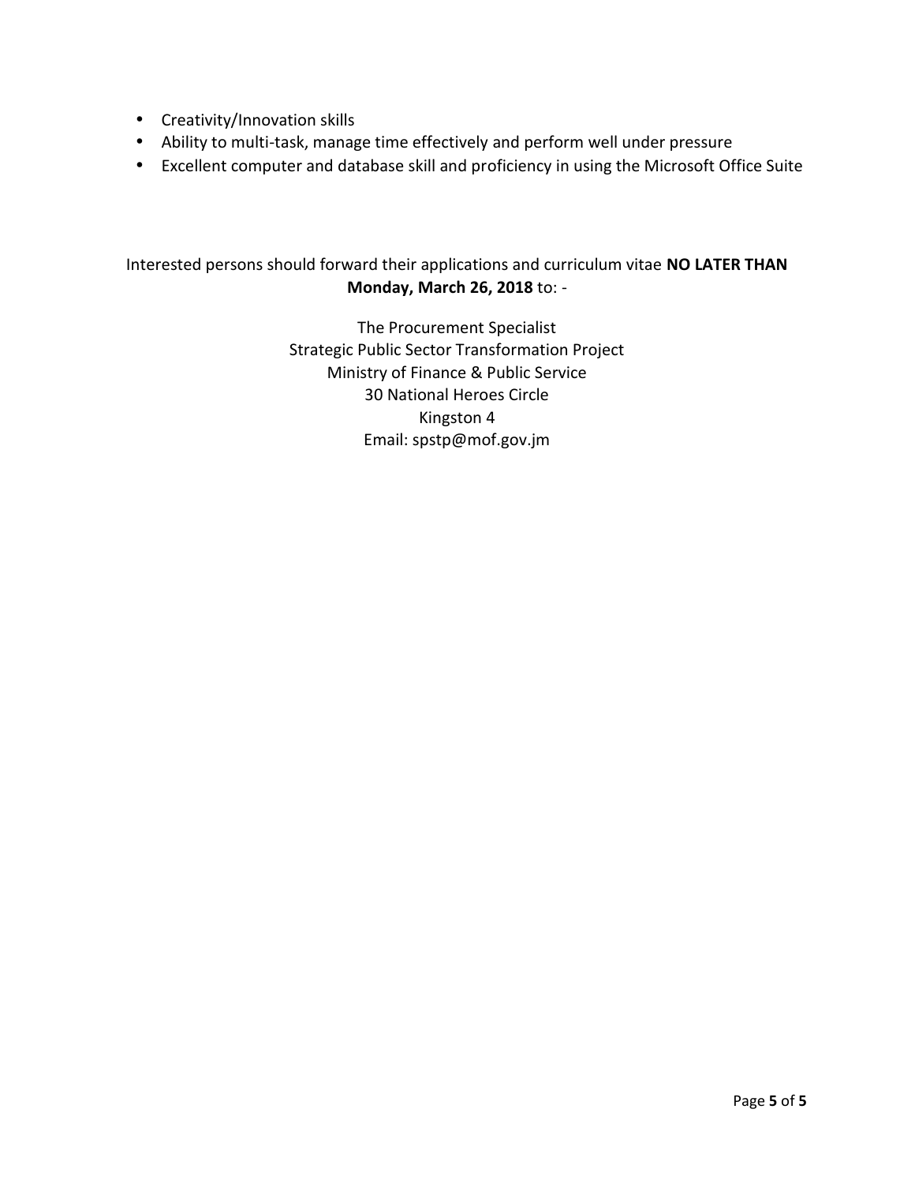- Creativity/Innovation skills
- Ability to multi-task, manage time effectively and perform well under pressure
- Excellent computer and database skill and proficiency in using the Microsoft Office Suite

Interested persons should forward their applications and curriculum vitae **NO LATER THAN Monday, March 26, 2018** to: -

The Procurement Specialist
Strategic Public Sector Transformation Project
Ministry of Finance & Public Service
30 National Heroes Circle
Kingston 4
Email: spstp@mof.gov.jm